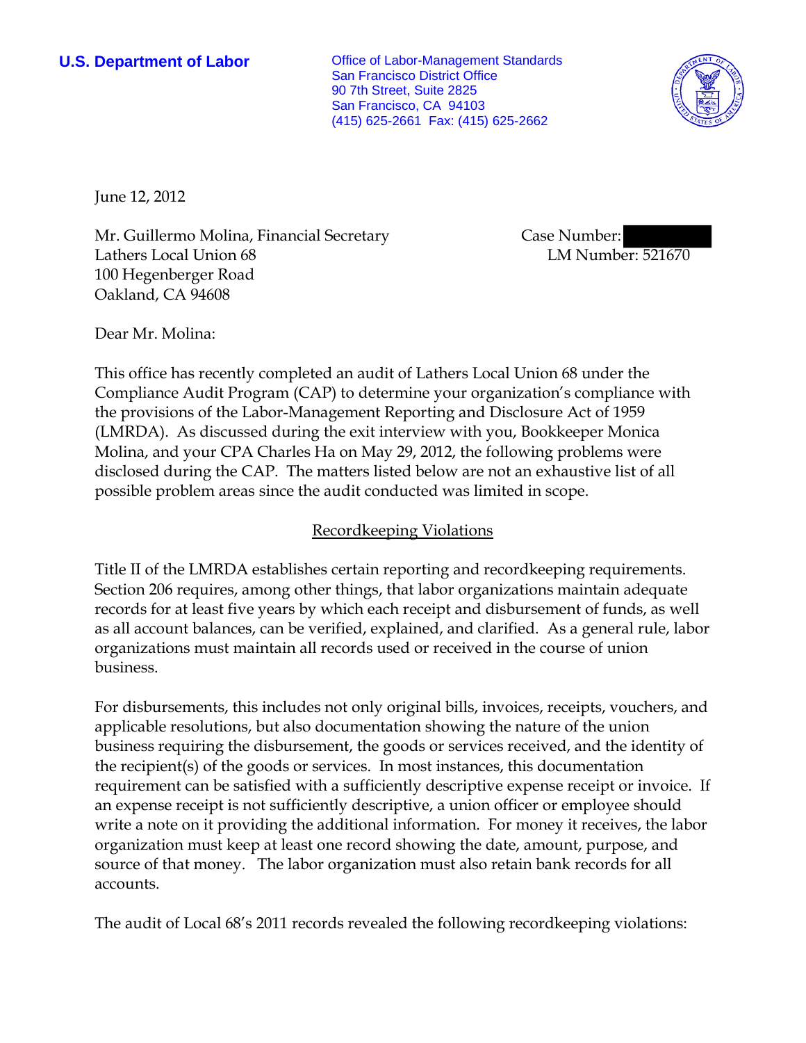**U.S. Department of Labor**

Office of Labor-Management Standards
San Francisco District Office
90 7th Street, Suite 2825
San Francisco, CA 94103
(415) 625-2661 Fax: (415) 625-2662

June 12, 2012

Mr. Guillermo Molina, Financial Secretary
Lathers Local Union 68
100 Hegenberger Road
Oakland, CA 94608

Case Number:
LM Number: 521670

Dear Mr. Molina:

This office has recently completed an audit of Lathers Local Union 68 under the Compliance Audit Program (CAP) to determine your organization's compliance with the provisions of the Labor-Management Reporting and Disclosure Act of 1959 (LMRDA). As discussed during the exit interview with you, Bookkeeper Monica Molina, and your CPA Charles Ha on May 29, 2012, the following problems were disclosed during the CAP. The matters listed below are not an exhaustive list of all possible problem areas since the audit conducted was limited in scope.

## Recordkeeping Violations

Title II of the LMRDA establishes certain reporting and recordkeeping requirements. Section 206 requires, among other things, that labor organizations maintain adequate records for at least five years by which each receipt and disbursement of funds, as well as all account balances, can be verified, explained, and clarified. As a general rule, labor organizations must maintain all records used or received in the course of union business.

For disbursements, this includes not only original bills, invoices, receipts, vouchers, and applicable resolutions, but also documentation showing the nature of the union business requiring the disbursement, the goods or services received, and the identity of the recipient(s) of the goods or services. In most instances, this documentation requirement can be satisfied with a sufficiently descriptive expense receipt or invoice. If an expense receipt is not sufficiently descriptive, a union officer or employee should write a note on it providing the additional information. For money it receives, the labor organization must keep at least one record showing the date, amount, purpose, and source of that money. The labor organization must also retain bank records for all accounts.

The audit of Local 68's 2011 records revealed the following recordkeeping violations: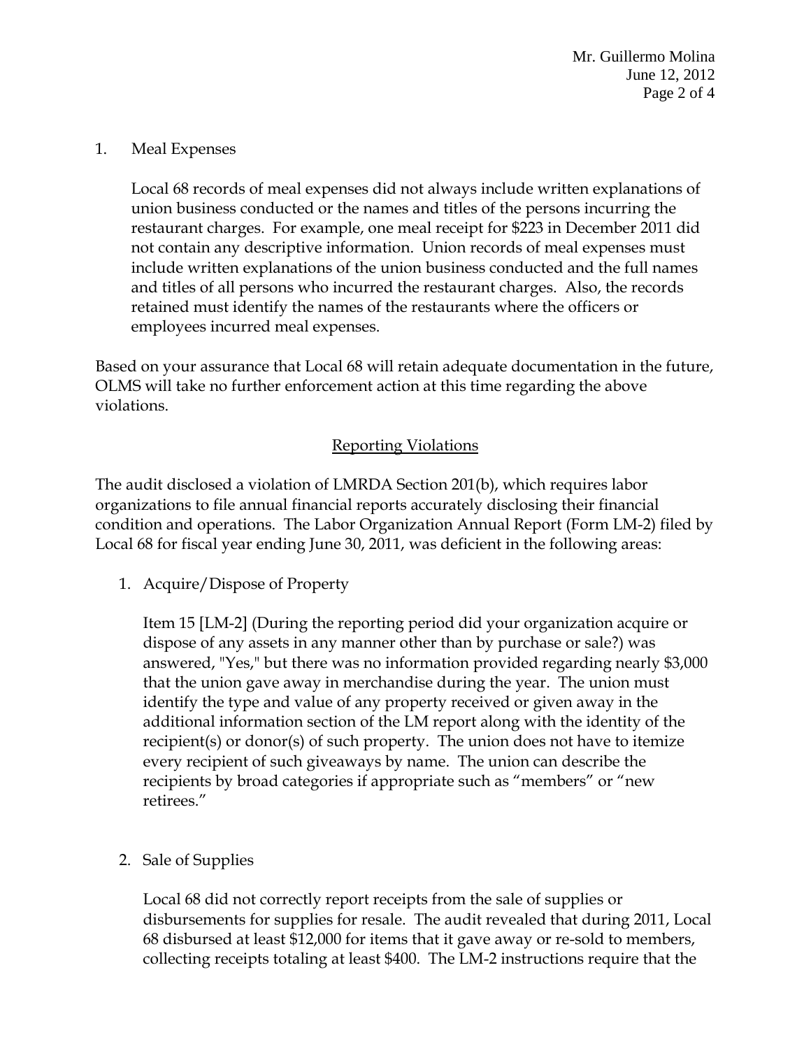1. Meal Expenses

   Local 68 records of meal expenses did not always include written explanations of union business conducted or the names and titles of the persons incurring the restaurant charges. For example, one meal receipt for $223 in December 2011 did not contain any descriptive information. Union records of meal expenses must include written explanations of the union business conducted and the full names and titles of all persons who incurred the restaurant charges. Also, the records retained must identify the names of the restaurants where the officers or employees incurred meal expenses.

Based on your assurance that Local 68 will retain adequate documentation in the future, OLMS will take no further enforcement action at this time regarding the above violations.

## Reporting Violations

The audit disclosed a violation of LMRDA Section 201(b), which requires labor organizations to file annual financial reports accurately disclosing their financial condition and operations. The Labor Organization Annual Report (Form LM-2) filed by Local 68 for fiscal year ending June 30, 2011, was deficient in the following areas:

1. Acquire/Dispose of Property

   Item 15 [LM-2] (During the reporting period did your organization acquire or dispose of any assets in any manner other than by purchase or sale?) was answered, "Yes," but there was no information provided regarding nearly $3,000 that the union gave away in merchandise during the year. The union must identify the type and value of any property received or given away in the additional information section of the LM report along with the identity of the recipient(s) or donor(s) of such property. The union does not have to itemize every recipient of such giveaways by name. The union can describe the recipients by broad categories if appropriate such as "members" or "new retirees."

2. Sale of Supplies

   Local 68 did not correctly report receipts from the sale of supplies or disbursements for supplies for resale. The audit revealed that during 2011, Local 68 disbursed at least $12,000 for items that it gave away or re-sold to members, collecting receipts totaling at least $400. The LM-2 instructions require that the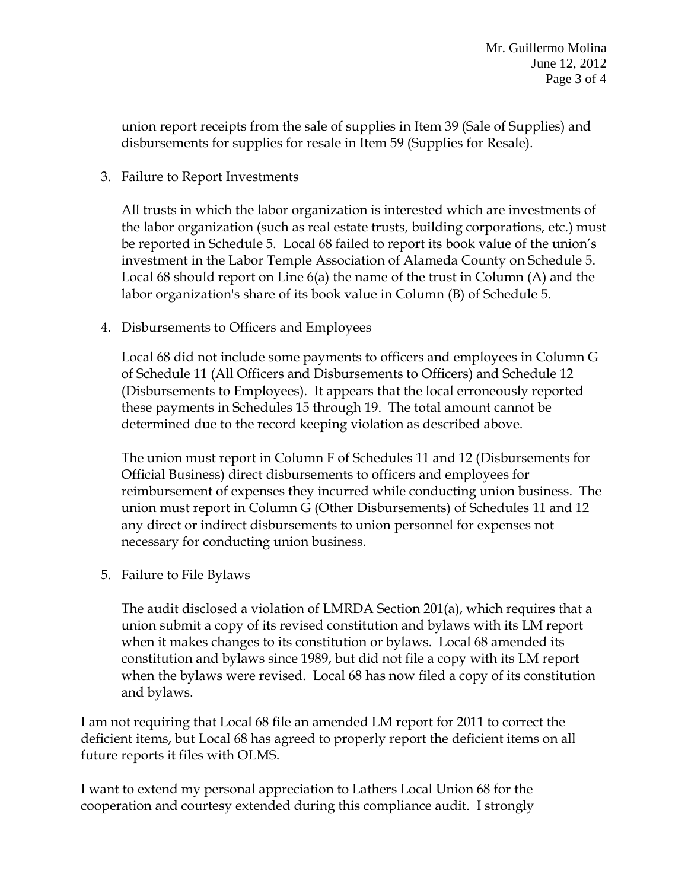union report receipts from the sale of supplies in Item 39 (Sale of Supplies) and disbursements for supplies for resale in Item 59 (Supplies for Resale).

3. Failure to Report Investments

   All trusts in which the labor organization is interested which are investments of the labor organization (such as real estate trusts, building corporations, etc.) must be reported in Schedule 5. Local 68 failed to report its book value of the union's investment in the Labor Temple Association of Alameda County on Schedule 5. Local 68 should report on Line 6(a) the name of the trust in Column (A) and the labor organization's share of its book value in Column (B) of Schedule 5.

4. Disbursements to Officers and Employees

   Local 68 did not include some payments to officers and employees in Column G of Schedule 11 (All Officers and Disbursements to Officers) and Schedule 12 (Disbursements to Employees). It appears that the local erroneously reported these payments in Schedules 15 through 19. The total amount cannot be determined due to the record keeping violation as described above.

   The union must report in Column F of Schedules 11 and 12 (Disbursements for Official Business) direct disbursements to officers and employees for reimbursement of expenses they incurred while conducting union business. The union must report in Column G (Other Disbursements) of Schedules 11 and 12 any direct or indirect disbursements to union personnel for expenses not necessary for conducting union business.

5. Failure to File Bylaws

   The audit disclosed a violation of LMRDA Section 201(a), which requires that a union submit a copy of its revised constitution and bylaws with its LM report when it makes changes to its constitution or bylaws. Local 68 amended its constitution and bylaws since 1989, but did not file a copy with its LM report when the bylaws were revised. Local 68 has now filed a copy of its constitution and bylaws.

I am not requiring that Local 68 file an amended LM report for 2011 to correct the deficient items, but Local 68 has agreed to properly report the deficient items on all future reports it files with OLMS.

I want to extend my personal appreciation to Lathers Local Union 68 for the cooperation and courtesy extended during this compliance audit. I strongly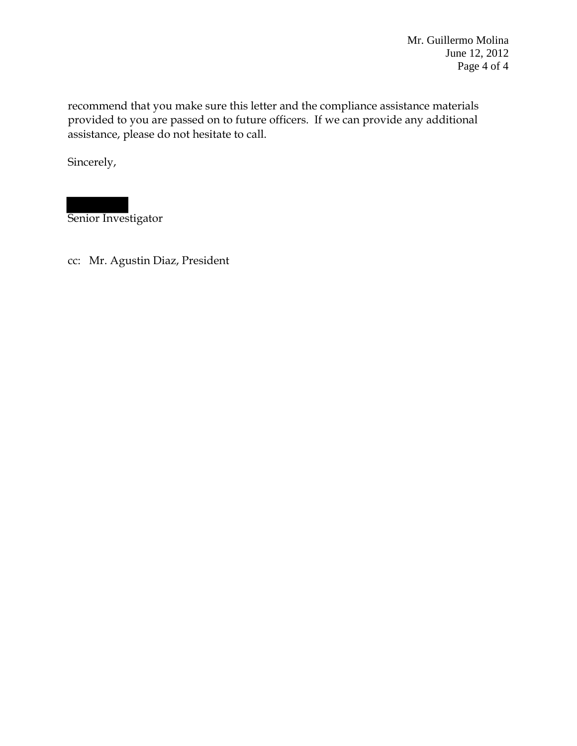recommend that you make sure this letter and the compliance assistance materials provided to you are passed on to future officers. If we can provide any additional assistance, please do not hesitate to call.

Sincerely,

Senior Investigator

cc: Mr. Agustin Diaz, President